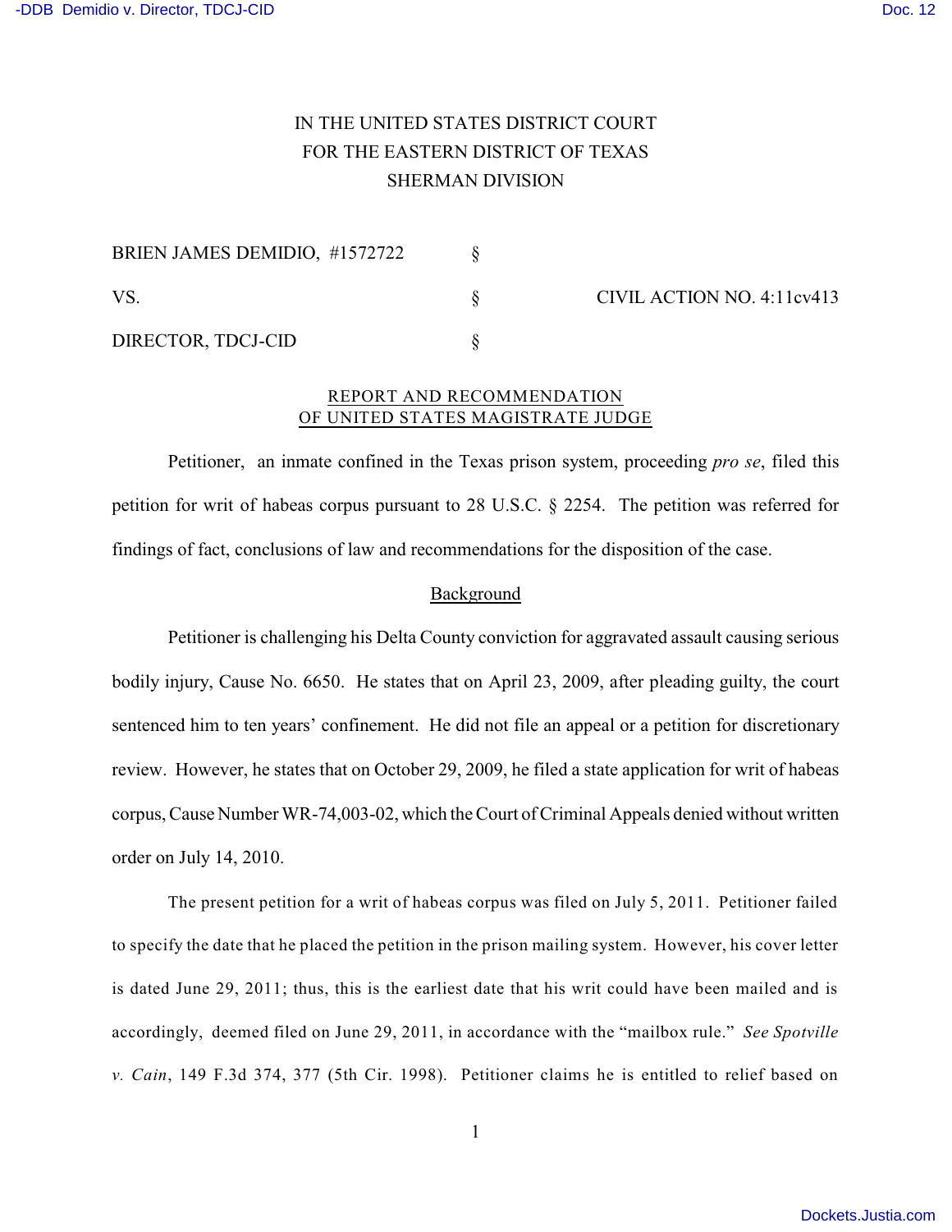IN THE UNITED STATES DISTRICT COURT
FOR THE EASTERN DISTRICT OF TEXAS
SHERMAN DIVISION

| | | |
|---|---|---|
| BRIEN JAMES DEMIDIO, #1572722 | § | |
| VS. | § | CIVIL ACTION NO. 4:11cv413 |
| DIRECTOR, TDCJ-CID | § | |

## REPORT AND RECOMMENDATION OF UNITED STATES MAGISTRATE JUDGE

Petitioner, an inmate confined in the Texas prison system, proceeding *pro se*, filed this petition for writ of habeas corpus pursuant to 28 U.S.C. § 2254. The petition was referred for findings of fact, conclusions of law and recommendations for the disposition of the case.

### Background

Petitioner is challenging his Delta County conviction for aggravated assault causing serious bodily injury, Cause No. 6650. He states that on April 23, 2009, after pleading guilty, the court sentenced him to ten years' confinement. He did not file an appeal or a petition for discretionary review. However, he states that on October 29, 2009, he filed a state application for writ of habeas corpus, Cause Number WR-74,003-02, which the Court of Criminal Appeals denied without written order on July 14, 2010.

The present petition for a writ of habeas corpus was filed on July 5, 2011. Petitioner failed to specify the date that he placed the petition in the prison mailing system. However, his cover letter is dated June 29, 2011; thus, this is the earliest date that his writ could have been mailed and is accordingly, deemed filed on June 29, 2011, in accordance with the "mailbox rule." *See Spotville v. Cain*, 149 F.3d 374, 377 (5th Cir. 1998). Petitioner claims he is entitled to relief based on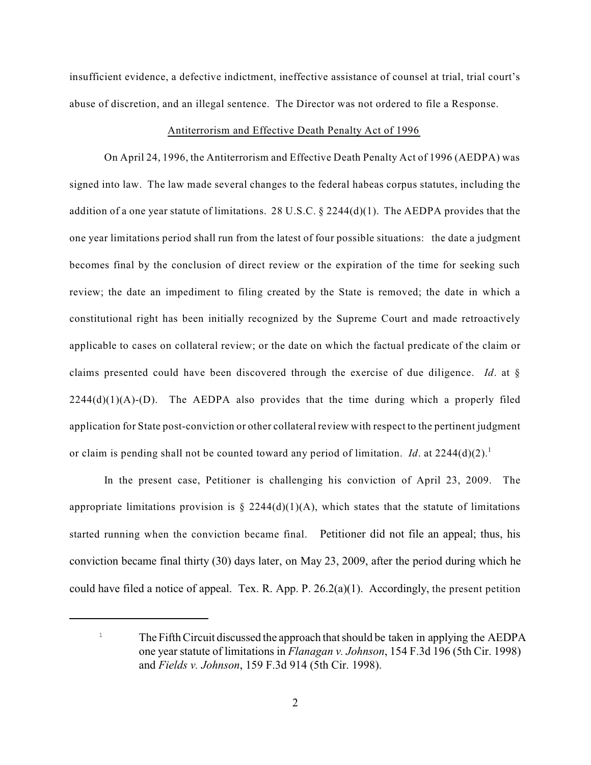insufficient evidence, a defective indictment, ineffective assistance of counsel at trial, trial court's abuse of discretion, and an illegal sentence. The Director was not ordered to file a Response.

## Antiterrorism and Effective Death Penalty Act of 1996

On April 24, 1996, the Antiterrorism and Effective Death Penalty Act of 1996 (AEDPA) was signed into law. The law made several changes to the federal habeas corpus statutes, including the addition of a one year statute of limitations. 28 U.S.C. § 2244(d)(1). The AEDPA provides that the one year limitations period shall run from the latest of four possible situations: the date a judgment becomes final by the conclusion of direct review or the expiration of the time for seeking such review; the date an impediment to filing created by the State is removed; the date in which a constitutional right has been initially recognized by the Supreme Court and made retroactively applicable to cases on collateral review; or the date on which the factual predicate of the claim or claims presented could have been discovered through the exercise of due diligence. *Id*. at § 2244(d)(1)(A)-(D). The AEDPA also provides that the time during which a properly filed application for State post-conviction or other collateral review with respect to the pertinent judgment or claim is pending shall not be counted toward any period of limitation. *Id*. at 2244(d)(2).[1]

In the present case, Petitioner is challenging his conviction of April 23, 2009. The appropriate limitations provision is § 2244(d)(1)(A), which states that the statute of limitations started running when the conviction became final. Petitioner did not file an appeal; thus, his conviction became final thirty (30) days later, on May 23, 2009, after the period during which he could have filed a notice of appeal. Tex. R. App. P. 26.2(a)(1). Accordingly, the present petition

---

[1] The Fifth Circuit discussed the approach that should be taken in applying the AEDPA one year statute of limitations in *Flanagan v. Johnson*, 154 F.3d 196 (5th Cir. 1998) and *Fields v. Johnson*, 159 F.3d 914 (5th Cir. 1998).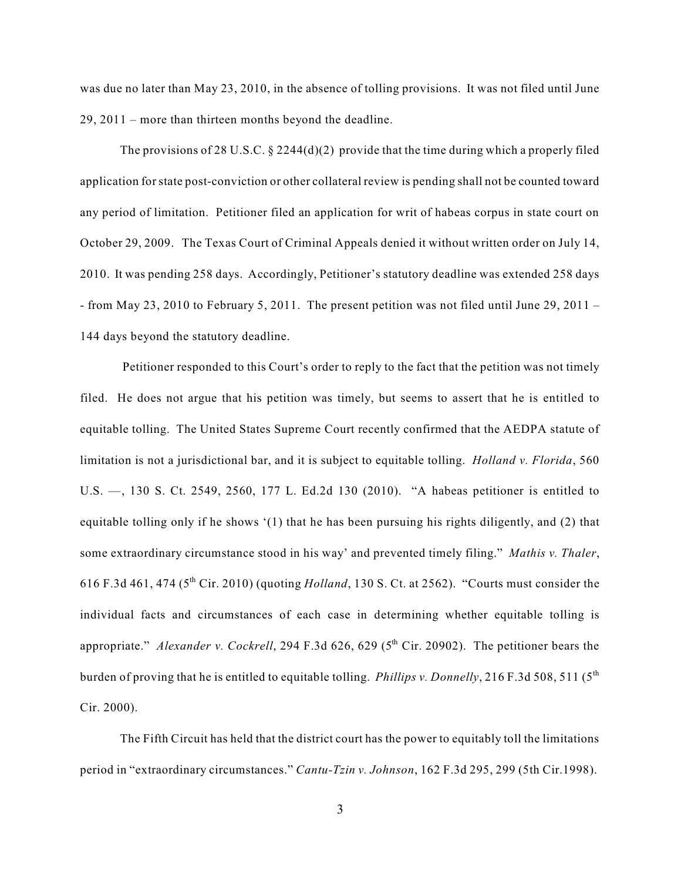was due no later than May 23, 2010, in the absence of tolling provisions. It was not filed until June 29, 2011 – more than thirteen months beyond the deadline.

The provisions of 28 U.S.C. § 2244(d)(2) provide that the time during which a properly filed application for state post-conviction or other collateral review is pending shall not be counted toward any period of limitation. Petitioner filed an application for writ of habeas corpus in state court on October 29, 2009. The Texas Court of Criminal Appeals denied it without written order on July 14, 2010. It was pending 258 days. Accordingly, Petitioner's statutory deadline was extended 258 days - from May 23, 2010 to February 5, 2011. The present petition was not filed until June 29, 2011 – 144 days beyond the statutory deadline.

Petitioner responded to this Court's order to reply to the fact that the petition was not timely filed. He does not argue that his petition was timely, but seems to assert that he is entitled to equitable tolling. The United States Supreme Court recently confirmed that the AEDPA statute of limitation is not a jurisdictional bar, and it is subject to equitable tolling. *Holland v. Florida*, 560 U.S. —, 130 S. Ct. 2549, 2560, 177 L. Ed.2d 130 (2010). "A habeas petitioner is entitled to equitable tolling only if he shows '(1) that he has been pursuing his rights diligently, and (2) that some extraordinary circumstance stood in his way' and prevented timely filing." *Mathis v. Thaler*, 616 F.3d 461, 474 (5th Cir. 2010) (quoting *Holland*, 130 S. Ct. at 2562). "Courts must consider the individual facts and circumstances of each case in determining whether equitable tolling is appropriate." *Alexander v. Cockrell*, 294 F.3d 626, 629 (5th Cir. 20902). The petitioner bears the burden of proving that he is entitled to equitable tolling. *Phillips v. Donnelly*, 216 F.3d 508, 511 (5th Cir. 2000).

The Fifth Circuit has held that the district court has the power to equitably toll the limitations period in "extraordinary circumstances." *Cantu-Tzin v. Johnson*, 162 F.3d 295, 299 (5th Cir.1998).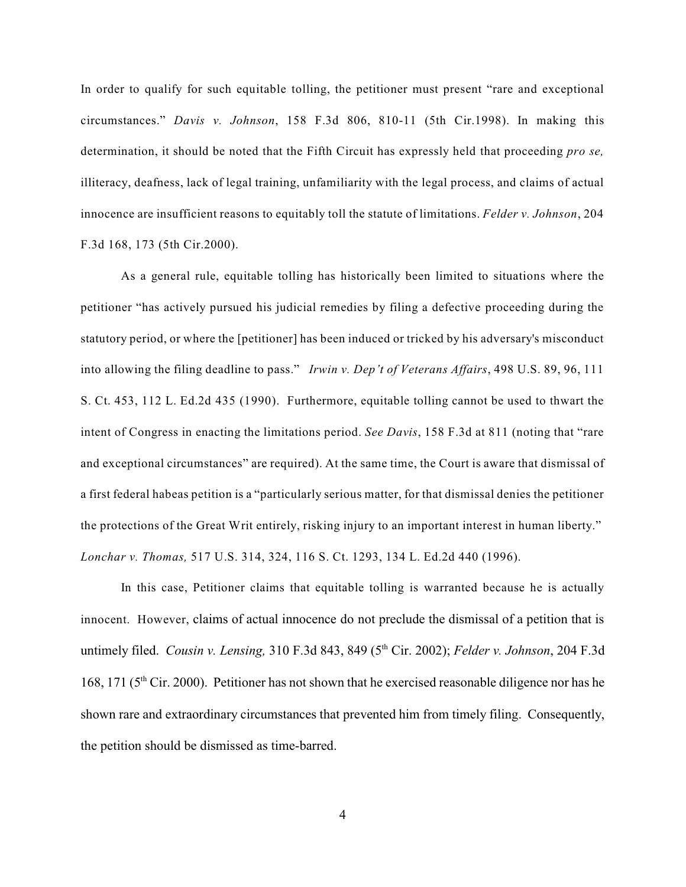In order to qualify for such equitable tolling, the petitioner must present "rare and exceptional circumstances." *Davis v. Johnson*, 158 F.3d 806, 810-11 (5th Cir.1998). In making this determination, it should be noted that the Fifth Circuit has expressly held that proceeding *pro se,* illiteracy, deafness, lack of legal training, unfamiliarity with the legal process, and claims of actual innocence are insufficient reasons to equitably toll the statute of limitations. *Felder v. Johnson*, 204 F.3d 168, 173 (5th Cir.2000).

As a general rule, equitable tolling has historically been limited to situations where the petitioner "has actively pursued his judicial remedies by filing a defective proceeding during the statutory period, or where the [petitioner] has been induced or tricked by his adversary's misconduct into allowing the filing deadline to pass." *Irwin v. Dep't of Veterans Affairs*, 498 U.S. 89, 96, 111 S. Ct. 453, 112 L. Ed.2d 435 (1990). Furthermore, equitable tolling cannot be used to thwart the intent of Congress in enacting the limitations period. *See Davis*, 158 F.3d at 811 (noting that "rare and exceptional circumstances" are required). At the same time, the Court is aware that dismissal of a first federal habeas petition is a "particularly serious matter, for that dismissal denies the petitioner the protections of the Great Writ entirely, risking injury to an important interest in human liberty." *Lonchar v. Thomas,* 517 U.S. 314, 324, 116 S. Ct. 1293, 134 L. Ed.2d 440 (1996).

In this case, Petitioner claims that equitable tolling is warranted because he is actually innocent. However, claims of actual innocence do not preclude the dismissal of a petition that is untimely filed. *Cousin v. Lensing,* 310 F.3d 843, 849 (5th Cir. 2002); *Felder v. Johnson*, 204 F.3d 168, 171 (5th Cir. 2000). Petitioner has not shown that he exercised reasonable diligence nor has he shown rare and extraordinary circumstances that prevented him from timely filing. Consequently, the petition should be dismissed as time-barred.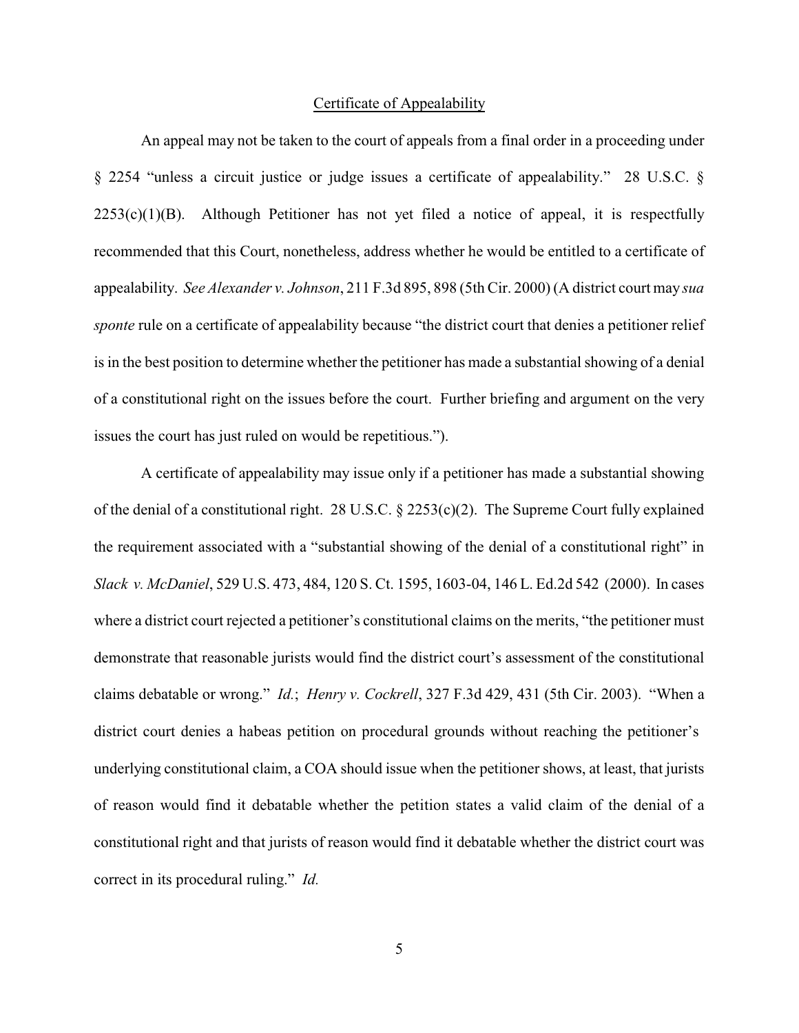<u>Certificate of Appealability</u>

An appeal may not be taken to the court of appeals from a final order in a proceeding under § 2254 "unless a circuit justice or judge issues a certificate of appealability." 28 U.S.C. § 2253(c)(1)(B). Although Petitioner has not yet filed a notice of appeal, it is respectfully recommended that this Court, nonetheless, address whether he would be entitled to a certificate of appealability. *See Alexander v. Johnson*, 211 F.3d 895, 898 (5th Cir. 2000) (A district court may *sua sponte* rule on a certificate of appealability because "the district court that denies a petitioner relief is in the best position to determine whether the petitioner has made a substantial showing of a denial of a constitutional right on the issues before the court. Further briefing and argument on the very issues the court has just ruled on would be repetitious.").

A certificate of appealability may issue only if a petitioner has made a substantial showing of the denial of a constitutional right. 28 U.S.C. § 2253(c)(2). The Supreme Court fully explained the requirement associated with a "substantial showing of the denial of a constitutional right" in *Slack v. McDaniel*, 529 U.S. 473, 484, 120 S. Ct. 1595, 1603-04, 146 L. Ed.2d 542 (2000). In cases where a district court rejected a petitioner's constitutional claims on the merits, "the petitioner must demonstrate that reasonable jurists would find the district court's assessment of the constitutional claims debatable or wrong." *Id.*; *Henry v. Cockrell*, 327 F.3d 429, 431 (5th Cir. 2003). "When a district court denies a habeas petition on procedural grounds without reaching the petitioner's underlying constitutional claim, a COA should issue when the petitioner shows, at least, that jurists of reason would find it debatable whether the petition states a valid claim of the denial of a constitutional right and that jurists of reason would find it debatable whether the district court was correct in its procedural ruling." *Id.*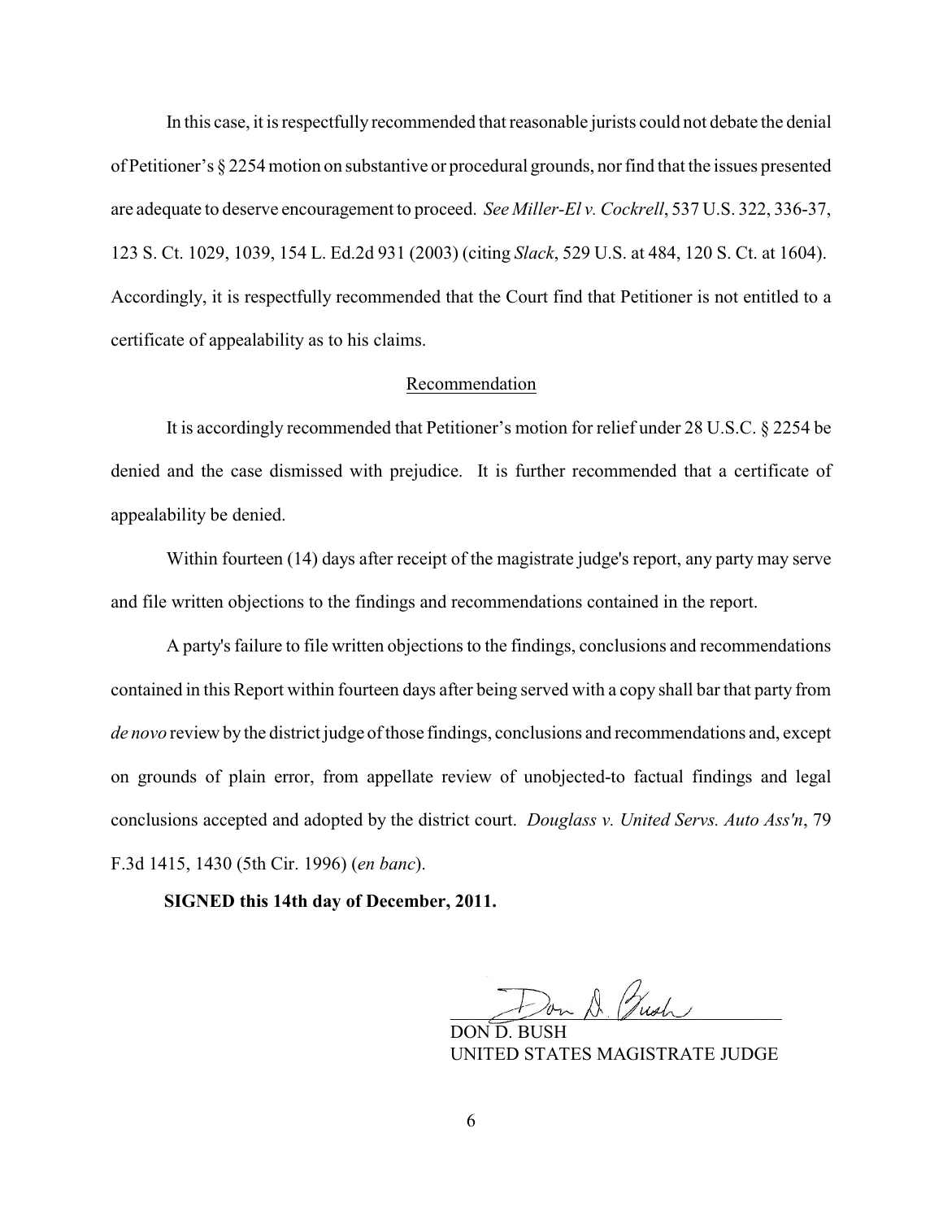In this case, it is respectfully recommended that reasonable jurists could not debate the denial of Petitioner's § 2254 motion on substantive or procedural grounds, nor find that the issues presented are adequate to deserve encouragement to proceed. *See Miller-El v. Cockrell*, 537 U.S. 322, 336-37, 123 S. Ct. 1029, 1039, 154 L. Ed.2d 931 (2003) (citing *Slack*, 529 U.S. at 484, 120 S. Ct. at 1604). Accordingly, it is respectfully recommended that the Court find that Petitioner is not entitled to a certificate of appealability as to his claims.

## Recommendation

It is accordingly recommended that Petitioner's motion for relief under 28 U.S.C. § 2254 be denied and the case dismissed with prejudice. It is further recommended that a certificate of appealability be denied.

Within fourteen (14) days after receipt of the magistrate judge's report, any party may serve and file written objections to the findings and recommendations contained in the report.

A party's failure to file written objections to the findings, conclusions and recommendations contained in this Report within fourteen days after being served with a copy shall bar that party from *de novo* review by the district judge of those findings, conclusions and recommendations and, except on grounds of plain error, from appellate review of unobjected-to factual findings and legal conclusions accepted and adopted by the district court. *Douglass v. United Servs. Auto Ass'n*, 79 F.3d 1415, 1430 (5th Cir. 1996) (*en banc*).

**SIGNED this 14th day of December, 2011.**

DON D. BUSH
UNITED STATES MAGISTRATE JUDGE